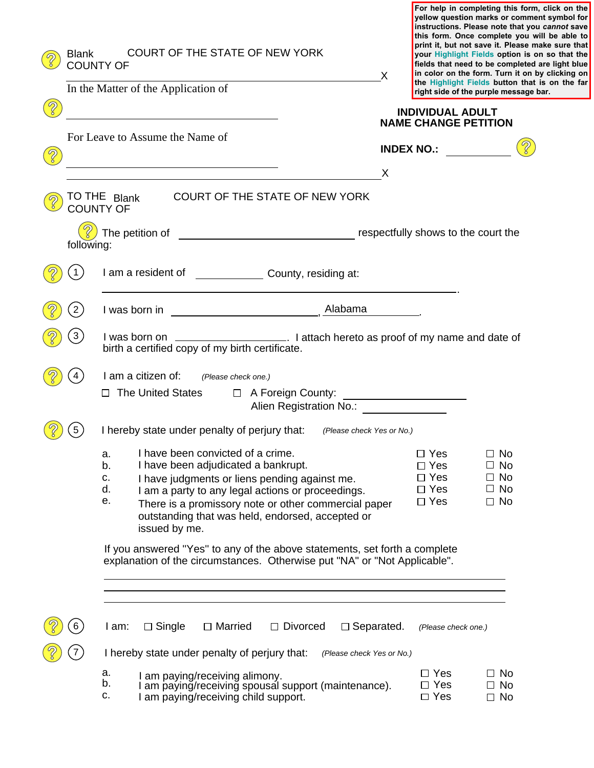For help in completing this form, click on the yellow question marks or comment symbol for instructions. Please note that you *cannot* save this form. Once complete you will be able to print it, but not save it. Please make sure that your Highlight Fields option is on so that the fields that need to be completed are light blue in color on the form. Turn it on by clicking on the Highlight Fields button that is on the far right side of the purple message bar.

Blank COURT OF THE STATE OF NEW YORK
COUNTY OF

X

In the Matter of the Application of

______________________________

For Leave to Assume the Name of

______________________________

X

**INDIVIDUAL ADULT NAME CHANGE PETITION**

**INDEX NO.:** __________

TO THE Blank COURT OF THE STATE OF NEW YORK
COUNTY OF

The petition of ______________________ respectfully shows to the court the following:

1. I am a resident of __________ County, residing at:

______________________________________________.

2. I was born in ______________________, Alabama.

3. I was born on ______________. I attach hereto as proof of my name and date of birth a certified copy of my birth certificate.

4. I am a citizen of: *(Please check one.)*

☐ The United States ☐ A Foreign County: ______________
Alien Registration No.: __________

5. I hereby state under penalty of perjury that: *(Please check Yes or No.)*

| | | | |
|---|---|---|---|
| a. | I have been convicted of a crime. | ☐ Yes | ☐ No |
| b. | I have been adjudicated a bankrupt. | ☐ Yes | ☐ No |
| c. | I have judgments or liens pending against me. | ☐ Yes | ☐ No |
| d. | I am a party to any legal actions or proceedings. | ☐ Yes | ☐ No |
| e. | There is a promissory note or other commercial paper outstanding that was held, endorsed, accepted or issued by me. | ☐ Yes | ☐ No |

If you answered "Yes" to any of the above statements, set forth a complete explanation of the circumstances. Otherwise put "NA" or "Not Applicable".

______________________________________________

______________________________________________

______________________________________________

6. I am: ☐ Single ☐ Married ☐ Divorced ☐ Separated. *(Please check one.)*

7. I hereby state under penalty of perjury that: *(Please check Yes or No.)*

| | | | |
|---|---|---|---|
| a. | I am paying/receiving alimony. | ☐ Yes | ☐ No |
| b. | I am paying/receiving spousal support (maintenance). | ☐ Yes | ☐ No |
| c. | I am paying/receiving child support. | ☐ Yes | ☐ No |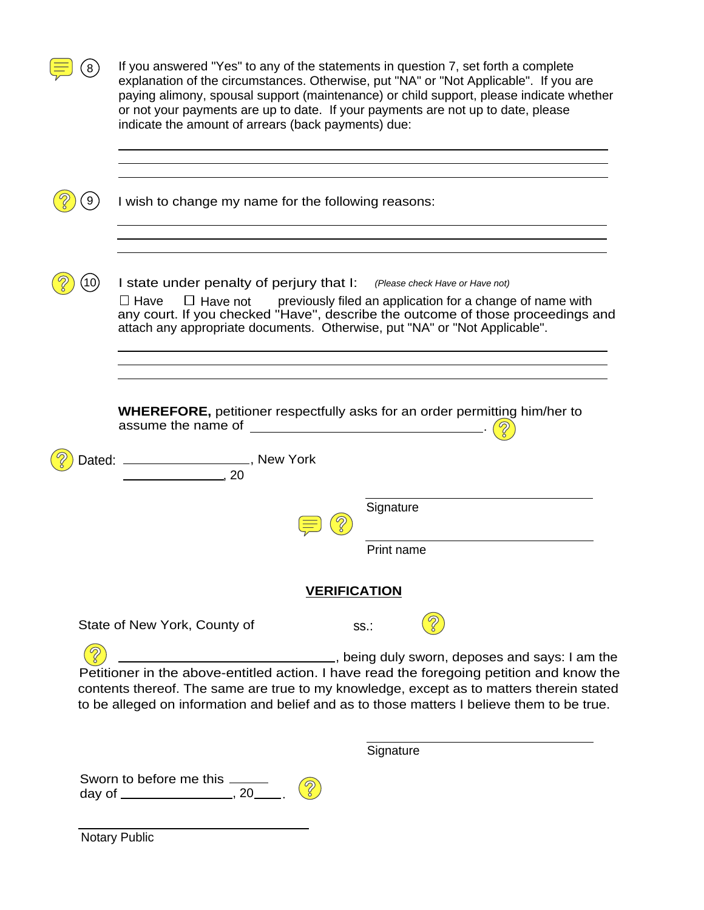8. If you answered "Yes" to any of the statements in question 7, set forth a complete explanation of the circumstances. Otherwise, put "NA" or "Not Applicable". If you are paying alimony, spousal support (maintenance) or child support, please indicate whether or not your payments are up to date. If your payments are not up to date, please indicate the amount of arrears (back payments) due:

\_\_\_\_\_\_\_\_\_\_\_\_\_\_\_\_\_\_\_\_\_\_\_\_\_\_\_\_\_\_\_\_\_\_\_\_\_\_\_\_\_\_\_\_\_\_\_\_\_\_\_\_\_\_\_\_\_\_\_\_

\_\_\_\_\_\_\_\_\_\_\_\_\_\_\_\_\_\_\_\_\_\_\_\_\_\_\_\_\_\_\_\_\_\_\_\_\_\_\_\_\_\_\_\_\_\_\_\_\_\_\_\_\_\_\_\_\_\_\_\_

\_\_\_\_\_\_\_\_\_\_\_\_\_\_\_\_\_\_\_\_\_\_\_\_\_\_\_\_\_\_\_\_\_\_\_\_\_\_\_\_\_\_\_\_\_\_\_\_\_\_\_\_\_\_\_\_\_\_\_\_

9. I wish to change my name for the following reasons:

\_\_\_\_\_\_\_\_\_\_\_\_\_\_\_\_\_\_\_\_\_\_\_\_\_\_\_\_\_\_\_\_\_\_\_\_\_\_\_\_\_\_\_\_\_\_\_\_\_\_\_\_\_\_\_\_\_\_\_\_

\_\_\_\_\_\_\_\_\_\_\_\_\_\_\_\_\_\_\_\_\_\_\_\_\_\_\_\_\_\_\_\_\_\_\_\_\_\_\_\_\_\_\_\_\_\_\_\_\_\_\_\_\_\_\_\_\_\_\_\_

\_\_\_\_\_\_\_\_\_\_\_\_\_\_\_\_\_\_\_\_\_\_\_\_\_\_\_\_\_\_\_\_\_\_\_\_\_\_\_\_\_\_\_\_\_\_\_\_\_\_\_\_\_\_\_\_\_\_\_\_

10. I state under penalty of perjury that I: *(Please check Have or Have not)*

☐ Have ☐ Have not previously filed an application for a change of name with any court. If you checked "Have", describe the outcome of those proceedings and attach any appropriate documents. Otherwise, put "NA" or "Not Applicable".

\_\_\_\_\_\_\_\_\_\_\_\_\_\_\_\_\_\_\_\_\_\_\_\_\_\_\_\_\_\_\_\_\_\_\_\_\_\_\_\_\_\_\_\_\_\_\_\_\_\_\_\_\_\_\_\_\_\_\_\_

\_\_\_\_\_\_\_\_\_\_\_\_\_\_\_\_\_\_\_\_\_\_\_\_\_\_\_\_\_\_\_\_\_\_\_\_\_\_\_\_\_\_\_\_\_\_\_\_\_\_\_\_\_\_\_\_\_\_\_\_

\_\_\_\_\_\_\_\_\_\_\_\_\_\_\_\_\_\_\_\_\_\_\_\_\_\_\_\_\_\_\_\_\_\_\_\_\_\_\_\_\_\_\_\_\_\_\_\_\_\_\_\_\_\_\_\_\_\_\_\_

**WHEREFORE,** petitioner respectfully asks for an order permitting him/her to assume the name of \_\_\_\_\_\_\_\_\_\_\_\_\_\_\_\_\_\_\_\_\_\_\_\_\_\_\_\_\_\_\_\_\_\_.

Dated: \_\_\_\_\_\_\_\_\_\_\_\_\_\_\_\_\_\_\_\_\_\_\_, New York

\_\_\_\_\_\_\_\_\_\_\_\_\_\_\_\_\_\_, 20

\_\_\_\_\_\_\_\_\_\_\_\_\_\_\_\_\_\_\_\_\_\_\_\_\_\_\_\_\_\_\_\_\_\_
Signature

\_\_\_\_\_\_\_\_\_\_\_\_\_\_\_\_\_\_\_\_\_\_\_\_\_\_\_\_\_\_\_\_\_\_
Print name

## VERIFICATION

State of New York, County of \_\_\_\_\_\_\_\_\_\_\_\_\_\_\_\_ ss.:

\_\_\_\_\_\_\_\_\_\_\_\_\_\_\_\_\_\_\_\_\_\_\_\_\_\_\_\_\_\_\_\_\_\_\_\_\_\_\_, being duly sworn, deposes and says: I am the Petitioner in the above-entitled action. I have read the foregoing petition and know the contents thereof. The same are true to my knowledge, except as to matters therein stated to be alleged on information and belief and as to those matters I believe them to be true.

\_\_\_\_\_\_\_\_\_\_\_\_\_\_\_\_\_\_\_\_\_\_\_\_\_\_\_\_\_\_\_\_\_\_
Signature

Sworn to before me this \_\_\_\_\_\_
day of \_\_\_\_\_\_\_\_\_\_\_\_\_\_\_\_\_\_\_\_\_\_, 20\_\_\_\_\_.

\_\_\_\_\_\_\_\_\_\_\_\_\_\_\_\_\_\_\_\_\_\_\_\_\_\_\_\_\_\_\_\_\_\_
Notary Public